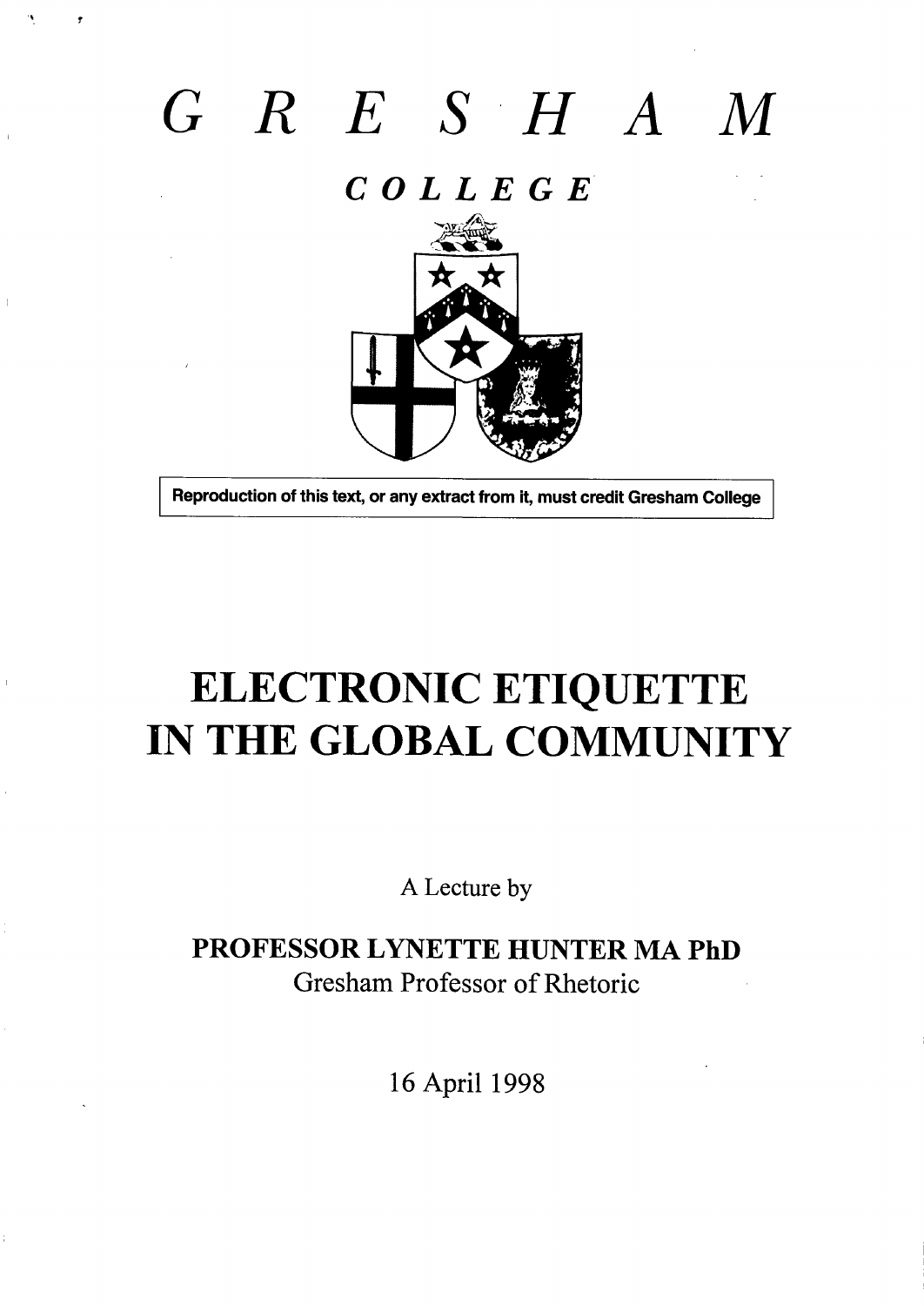# GRESHAM

## COLLEGE

Reproduction of this text, or any extract from it, must credit Gresham College

# ELECTRONIC ETIQUETTE IN THE GLOBAL COMMUNITY

A Lecture by

**PROFESSOR LYNETTE HUNTER MA PhD**
Gresham Professor of Rhetoric

16 April 1998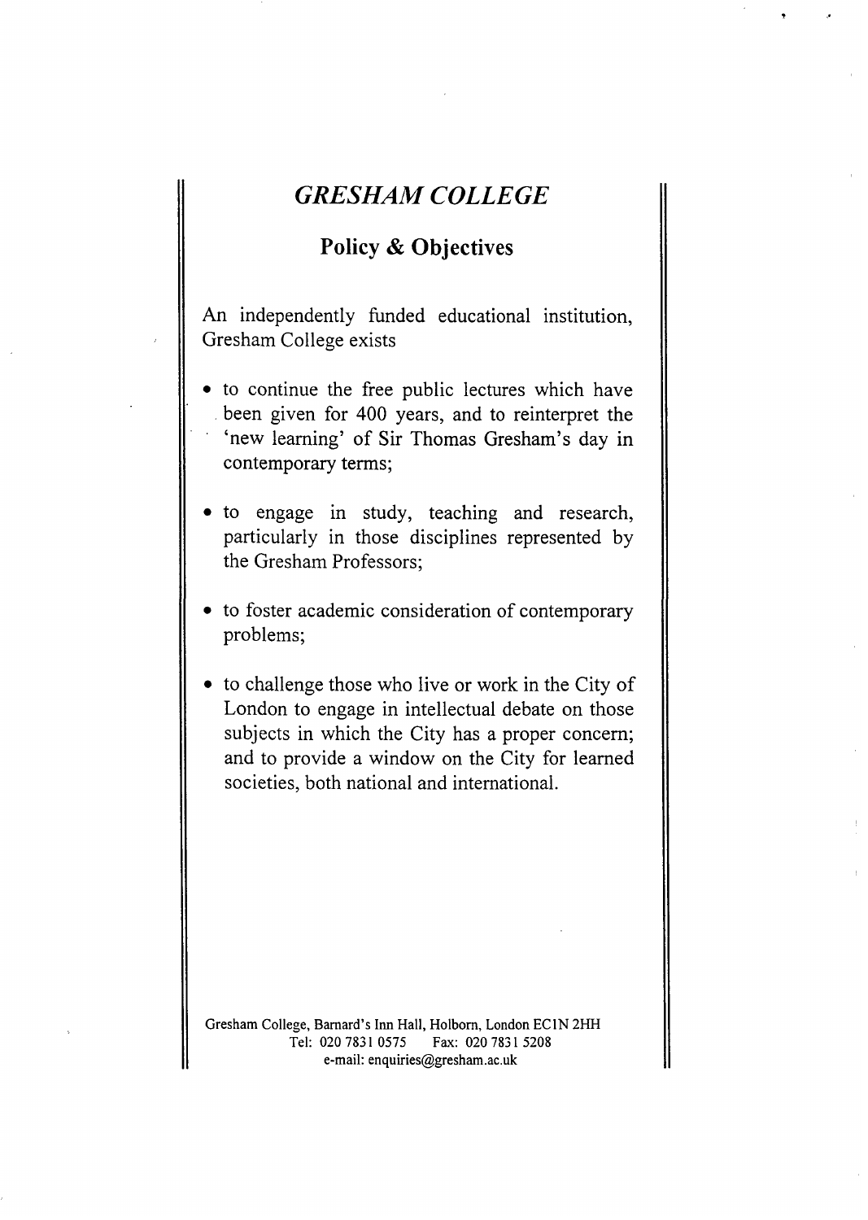# *GRESHAM COLLEGE*

## Policy & Objectives

An independently funded educational institution, Gresham College exists

- to continue the free public lectures which have been given for 400 years, and to reinterpret the 'new learning' of Sir Thomas Gresham's day in contemporary terms;
- to engage in study, teaching and research, particularly in those disciplines represented by the Gresham Professors;
- to foster academic consideration of contemporary problems;
- to challenge those who live or work in the City of London to engage in intellectual debate on those subjects in which the City has a proper concern; and to provide a window on the City for learned societies, both national and international.

Gresham College, Barnard's Inn Hall, Holborn, London EC1N 2HH
Tel: 020 7831 0575 Fax: 020 7831 5208
e-mail: enquiries@gresham.ac.uk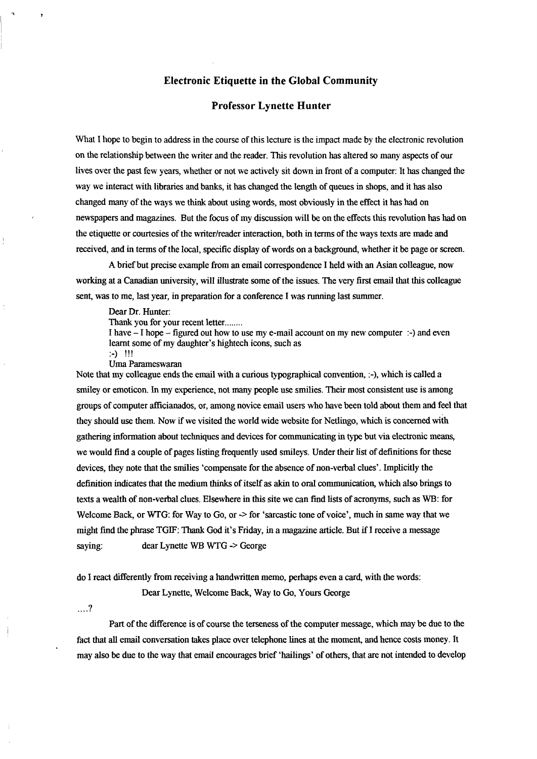## Electronic Etiquette in the Global Community

### Professor Lynette Hunter

What I hope to begin to address in the course of this lecture is the impact made by the electronic revolution on the relationship between the writer and the reader. This revolution has altered so many aspects of our lives over the past few years, whether or not we actively sit down in front of a computer: It has changed the way we interact with libraries and banks, it has changed the length of queues in shops, and it has also changed many of the ways we think about using words, most obviously in the effect it has had on newspapers and magazines. But the focus of my discussion will be on the effects this revolution has had on the etiquette or courtesies of the writer/reader interaction, both in terms of the ways texts are made and received, and in terms of the local, specific display of words on a background, whether it be page or screen.

A brief but precise example from an email correspondence I held with an Asian colleague, now working at a Canadian university, will illustrate some of the issues. The very first email that this colleague sent, was to me, last year, in preparation for a conference I was running last summer.

> Dear Dr. Hunter:
> Thank you for your recent letter........
> I have – I hope – figured out how to use my e-mail account on my new computer :-) and even learnt some of my daughter's hightech icons, such as
> :-) !!!
> Uma Parameswaran

Note that my colleague ends the email with a curious typographical convention, :-), which is called a smiley or emoticon. In my experience, not many people use smilies. Their most consistent use is among groups of computer afficianados, or, among novice email users who have been told about them and feel that they should use them. Now if we visited the world wide website for Netlingo, which is concerned with gathering information about techniques and devices for communicating in type but via electronic means, we would find a couple of pages listing frequently used smileys. Under their list of definitions for these devices, they note that the smilies 'compensate for the absence of non-verbal clues'. Implicitly the definition indicates that the medium thinks of itself as akin to oral communication, which also brings to texts a wealth of non-verbal clues. Elsewhere in this site we can find lists of acronyms, such as WB: for Welcome Back, or WTG: for Way to Go, or -> for 'sarcastic tone of voice', much in same way that we might find the phrase TGIF: Thank God it's Friday, in a magazine article. But if I receive a message saying: dear Lynette WB WTG -> George

do I react differently from receiving a handwritten memo, perhaps even a card, with the words:

Dear Lynette, Welcome Back, Way to Go, Yours George

....?

Part of the difference is of course the terseness of the computer message, which may be due to the fact that all email conversation takes place over telephone lines at the moment, and hence costs money. It may also be due to the way that email encourages brief 'hailings' of others, that are not intended to develop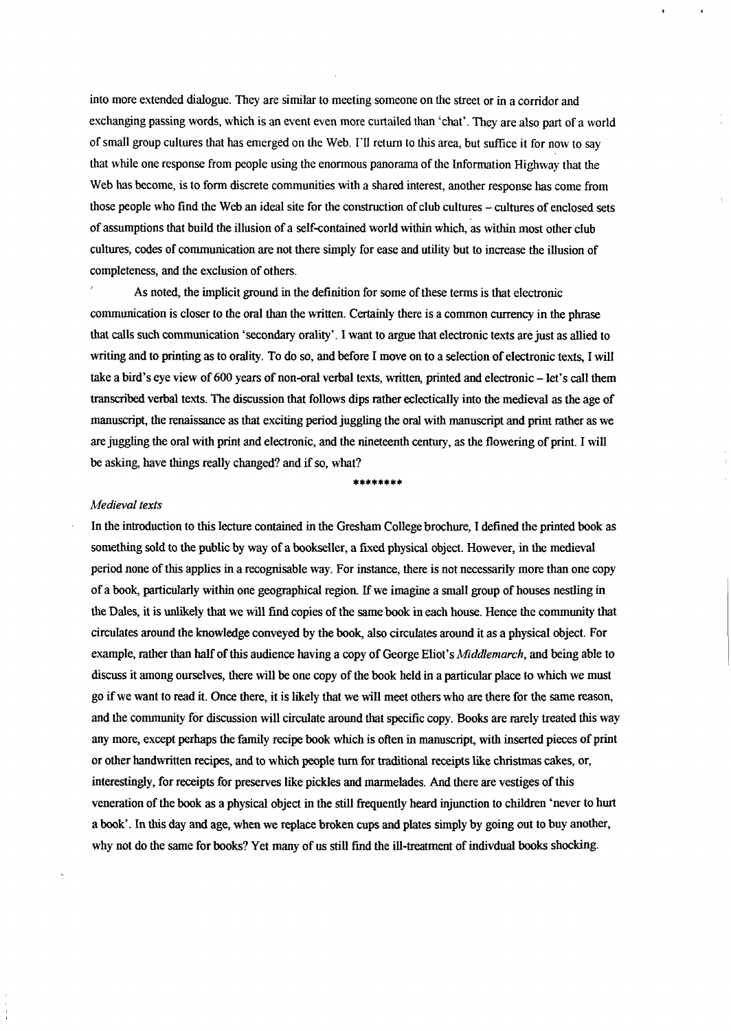into more extended dialogue. They are similar to meeting someone on the street or in a corridor and exchanging passing words, which is an event even more curtailed than 'chat'. They are also part of a world of small group cultures that has emerged on the Web. I'll return to this area, but suffice it for now to say that while one response from people using the enormous panorama of the Information Highway that the Web has become, is to form discrete communities with a shared interest, another response has come from those people who find the Web an ideal site for the construction of club cultures – cultures of enclosed sets of assumptions that build the illusion of a self-contained world within which, as within most other club cultures, codes of communication are not there simply for ease and utility but to increase the illusion of completeness, and the exclusion of others.

As noted, the implicit ground in the definition for some of these terms is that electronic communication is closer to the oral than the written. Certainly there is a common currency in the phrase that calls such communication 'secondary orality'. I want to argue that electronic texts are just as allied to writing and to printing as to orality. To do so, and before I move on to a selection of electronic texts, I will take a bird's eye view of 600 years of non-oral verbal texts, written, printed and electronic – let's call them transcribed verbal texts. The discussion that follows dips rather eclectically into the medieval as the age of manuscript, the renaissance as that exciting period juggling the oral with manuscript and print rather as we are juggling the oral with print and electronic, and the nineteenth century, as the flowering of print. I will be asking, have things really changed? and if so, what?

********

*Medieval texts*

In the introduction to this lecture contained in the Gresham College brochure, I defined the printed book as something sold to the public by way of a bookseller, a fixed physical object. However, in the medieval period none of this applies in a recognisable way. For instance, there is not necessarily more than one copy of a book, particularly within one geographical region. If we imagine a small group of houses nestling in the Dales, it is unlikely that we will find copies of the same book in each house. Hence the community that circulates around the knowledge conveyed by the book, also circulates around it as a physical object. For example, rather than half of this audience having a copy of George Eliot's *Middlemarch*, and being able to discuss it among ourselves, there will be one copy of the book held in a particular place to which we must go if we want to read it. Once there, it is likely that we will meet others who are there for the same reason, and the community for discussion will circulate around that specific copy. Books are rarely treated this way any more, except perhaps the family recipe book which is often in manuscript, with inserted pieces of print or other handwritten recipes, and to which people turn for traditional receipts like christmas cakes, or, interestingly, for receipts for preserves like pickles and marmelades. And there are vestiges of this veneration of the book as a physical object in the still frequently heard injunction to children 'never to hurt a book'. In this day and age, when we replace broken cups and plates simply by going out to buy another, why not do the same for books? Yet many of us still find the ill-treatment of indivdual books shocking.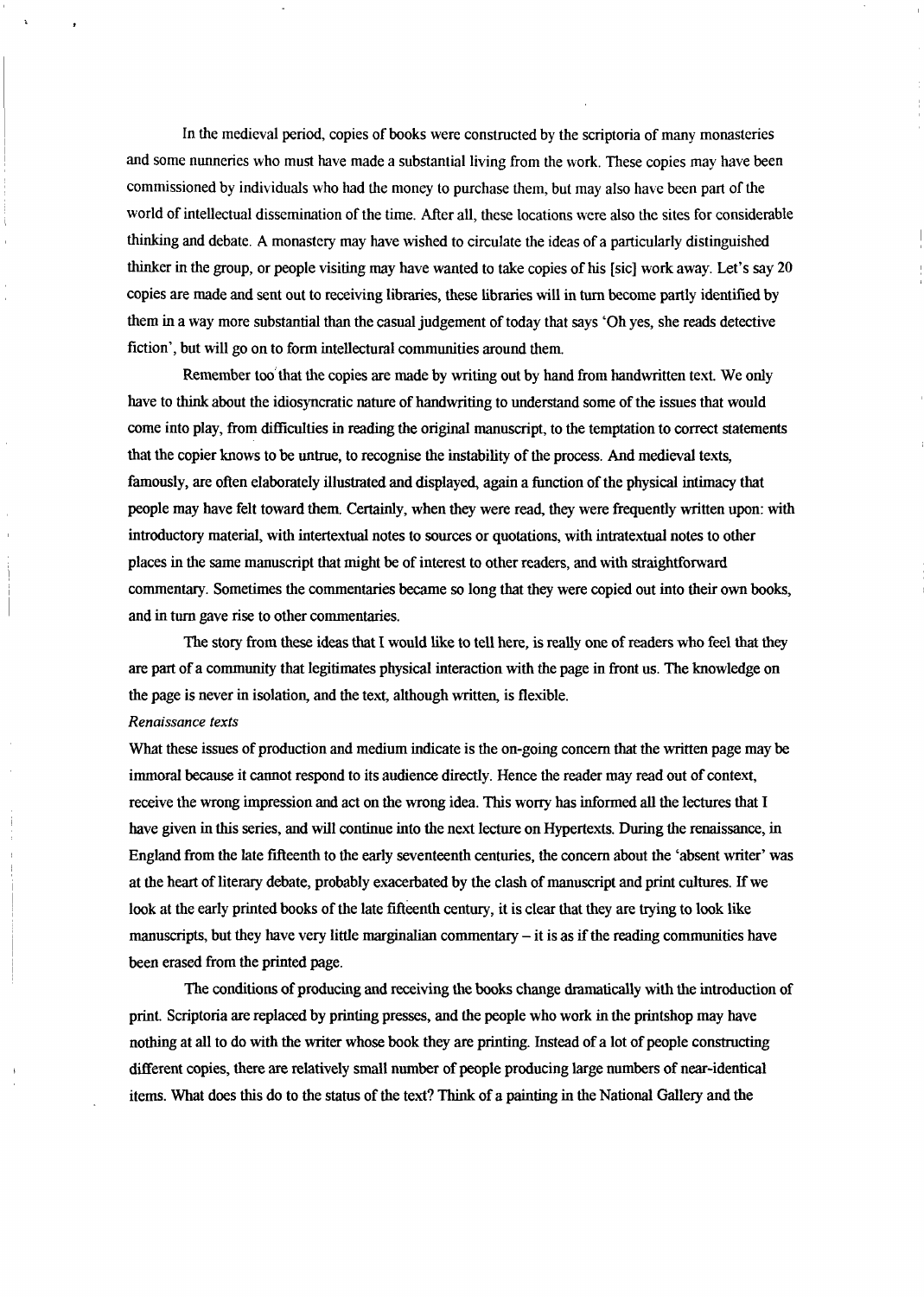In the medieval period, copies of books were constructed by the scriptoria of many monasteries and some nunneries who must have made a substantial living from the work. These copies may have been commissioned by individuals who had the money to purchase them, but may also have been part of the world of intellectual dissemination of the time. After all, these locations were also the sites for considerable thinking and debate. A monastery may have wished to circulate the ideas of a particularly distinguished thinker in the group, or people visiting may have wanted to take copies of his [sic] work away. Let's say 20 copies are made and sent out to receiving libraries, these libraries will in turn become partly identified by them in a way more substantial than the casual judgement of today that says 'Oh yes, she reads detective fiction', but will go on to form intellectural communities around them.

Remember too that the copies are made by writing out by hand from handwritten text. We only have to think about the idiosyncratic nature of handwriting to understand some of the issues that would come into play, from difficulties in reading the original manuscript, to the temptation to correct statements that the copier knows to be untrue, to recognise the instability of the process. And medieval texts, famously, are often elaborately illustrated and displayed, again a function of the physical intimacy that people may have felt toward them. Certainly, when they were read, they were frequently written upon: with introductory material, with intertextual notes to sources or quotations, with intratextual notes to other places in the same manuscript that might be of interest to other readers, and with straightforward commentary. Sometimes the commentaries became so long that they were copied out into their own books, and in turn gave rise to other commentaries.

The story from these ideas that I would like to tell here, is really one of readers who feel that they are part of a community that legitimates physical interaction with the page in front us. The knowledge on the page is never in isolation, and the text, although written, is flexible.

*Renaissance texts*

What these issues of production and medium indicate is the on-going concern that the written page may be immoral because it cannot respond to its audience directly. Hence the reader may read out of context, receive the wrong impression and act on the wrong idea. This worry has informed all the lectures that I have given in this series, and will continue into the next lecture on Hypertexts. During the renaissance, in England from the late fifteenth to the early seventeenth centuries, the concern about the 'absent writer' was at the heart of literary debate, probably exacerbated by the clash of manuscript and print cultures. If we look at the early printed books of the late fifteenth century, it is clear that they are trying to look like manuscripts, but they have very little marginalian commentary – it is as if the reading communities have been erased from the printed page.

The conditions of producing and receiving the books change dramatically with the introduction of print. Scriptoria are replaced by printing presses, and the people who work in the printshop may have nothing at all to do with the writer whose book they are printing. Instead of a lot of people constructing different copies, there are relatively small number of people producing large numbers of near-identical items. What does this do to the status of the text? Think of a painting in the National Gallery and the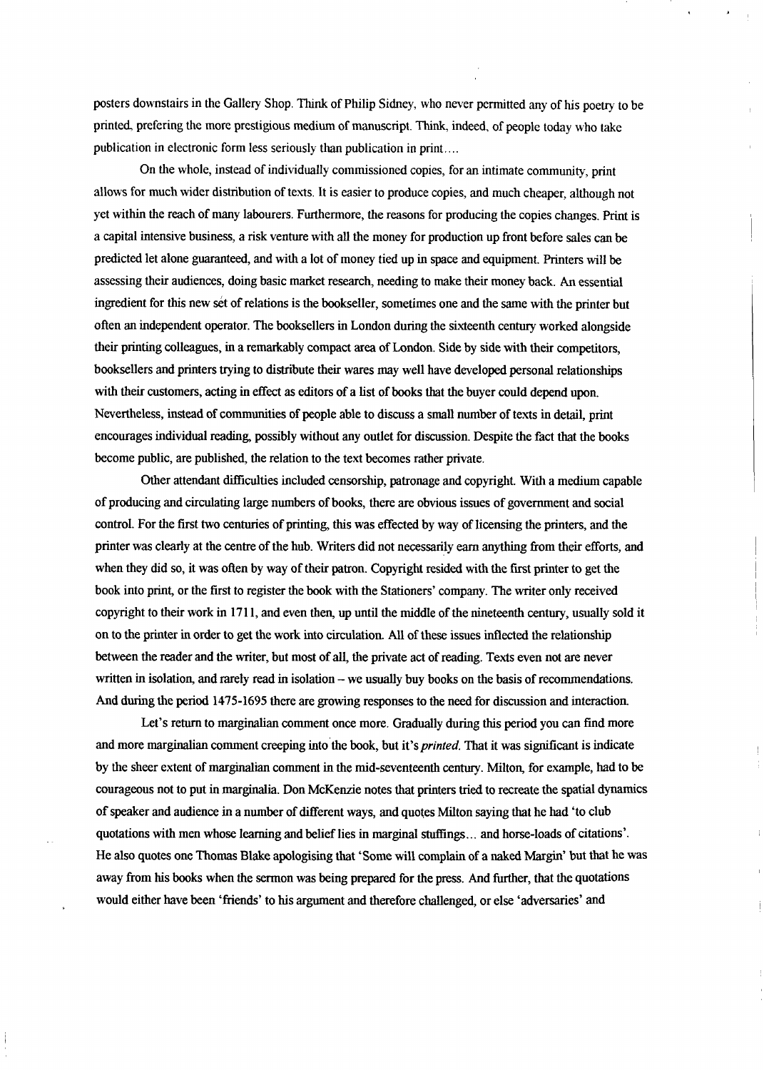posters downstairs in the Gallery Shop. Think of Philip Sidney, who never permitted any of his poetry to be printed, prefering the more prestigious medium of manuscript. Think, indeed, of people today who take publication in electronic form less seriously than publication in print....

On the whole, instead of individually commissioned copies, for an intimate community, print allows for much wider distribution of texts. It is easier to produce copies, and much cheaper, although not yet within the reach of many labourers. Furthermore, the reasons for producing the copies changes. Print is a capital intensive business, a risk venture with all the money for production up front before sales can be predicted let alone guaranteed, and with a lot of money tied up in space and equipment. Printers will be assessing their audiences, doing basic market research, needing to make their money back. An essential ingredient for this new set of relations is the bookseller, sometimes one and the same with the printer but often an independent operator. The booksellers in London during the sixteenth century worked alongside their printing colleagues, in a remarkably compact area of London. Side by side with their competitors, booksellers and printers trying to distribute their wares may well have developed personal relationships with their customers, acting in effect as editors of a list of books that the buyer could depend upon. Nevertheless, instead of communities of people able to discuss a small number of texts in detail, print encourages individual reading, possibly without any outlet for discussion. Despite the fact that the books become public, are published, the relation to the text becomes rather private.

Other attendant difficulties included censorship, patronage and copyright. With a medium capable of producing and circulating large numbers of books, there are obvious issues of government and social control. For the first two centuries of printing, this was effected by way of licensing the printers, and the printer was clearly at the centre of the hub. Writers did not necessarily earn anything from their efforts, and when they did so, it was often by way of their patron. Copyright resided with the first printer to get the book into print, or the first to register the book with the Stationers' company. The writer only received copyright to their work in 1711, and even then, up until the middle of the nineteenth century, usually sold it on to the printer in order to get the work into circulation. All of these issues inflected the relationship between the reader and the writer, but most of all, the private act of reading. Texts even not are never written in isolation, and rarely read in isolation – we usually buy books on the basis of recommendations. And during the period 1475-1695 there are growing responses to the need for discussion and interaction.

Let's return to marginalian comment once more. Gradually during this period you can find more and more marginalian comment creeping into the book, but it's *printed*. That it was significant is indicate by the sheer extent of marginalian comment in the mid-seventeenth century. Milton, for example, had to be courageous not to put in marginalia. Don McKenzie notes that printers tried to recreate the spatial dynamics of speaker and audience in a number of different ways, and quotes Milton saying that he had 'to club quotations with men whose learning and belief lies in marginal stuffings... and horse-loads of citations'. He also quotes one Thomas Blake apologising that 'Some will complain of a naked Margin' but that he was away from his books when the sermon was being prepared for the press. And further, that the quotations would either have been 'friends' to his argument and therefore challenged, or else 'adversaries' and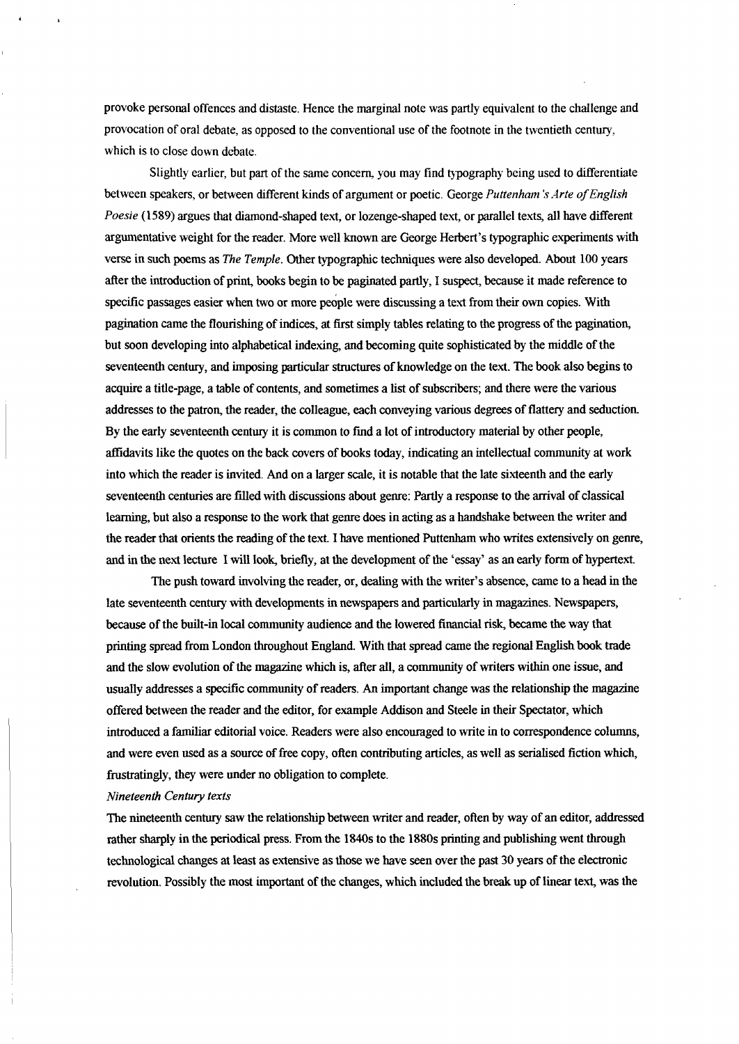provoke personal offences and distaste. Hence the marginal note was partly equivalent to the challenge and provocation of oral debate, as opposed to the conventional use of the footnote in the twentieth century, which is to close down debate.

Slightly earlier, but part of the same concern, you may find typography being used to differentiate between speakers, or between different kinds of argument or poetic. George *Puttenham's Arte of English Poesie* (1589) argues that diamond-shaped text, or lozenge-shaped text, or parallel texts, all have different argumentative weight for the reader. More well known are George Herbert's typographic experiments with verse in such poems as *The Temple*. Other typographic techniques were also developed. About 100 years after the introduction of print, books begin to be paginated partly, I suspect, because it made reference to specific passages easier when two or more people were discussing a text from their own copies. With pagination came the flourishing of indices, at first simply tables relating to the progress of the pagination, but soon developing into alphabetical indexing, and becoming quite sophisticated by the middle of the seventeenth century, and imposing particular structures of knowledge on the text. The book also begins to acquire a title-page, a table of contents, and sometimes a list of subscribers; and there were the various addresses to the patron, the reader, the colleague, each conveying various degrees of flattery and seduction. By the early seventeenth century it is common to find a lot of introductory material by other people, affidavits like the quotes on the back covers of books today, indicating an intellectual community at work into which the reader is invited. And on a larger scale, it is notable that the late sixteenth and the early seventeenth centuries are filled with discussions about genre: Partly a response to the arrival of classical learning, but also a response to the work that genre does in acting as a handshake between the writer and the reader that orients the reading of the text. I have mentioned Puttenham who writes extensively on genre, and in the next lecture I will look, briefly, at the development of the 'essay' as an early form of hypertext.

The push toward involving the reader, or, dealing with the writer's absence, came to a head in the late seventeenth century with developments in newspapers and particularly in magazines. Newspapers, because of the built-in local community audience and the lowered financial risk, became the way that printing spread from London throughout England. With that spread came the regional English book trade and the slow evolution of the magazine which is, after all, a community of writers within one issue, and usually addresses a specific community of readers. An important change was the relationship the magazine offered between the reader and the editor, for example Addison and Steele in their Spectator, which introduced a familiar editorial voice. Readers were also encouraged to write in to correspondence columns, and were even used as a source of free copy, often contributing articles, as well as serialised fiction which, frustratingly, they were under no obligation to complete.

*Nineteenth Century texts*

The nineteenth century saw the relationship between writer and reader, often by way of an editor, addressed rather sharply in the periodical press. From the 1840s to the 1880s printing and publishing went through technological changes at least as extensive as those we have seen over the past 30 years of the electronic revolution. Possibly the most important of the changes, which included the break up of linear text, was the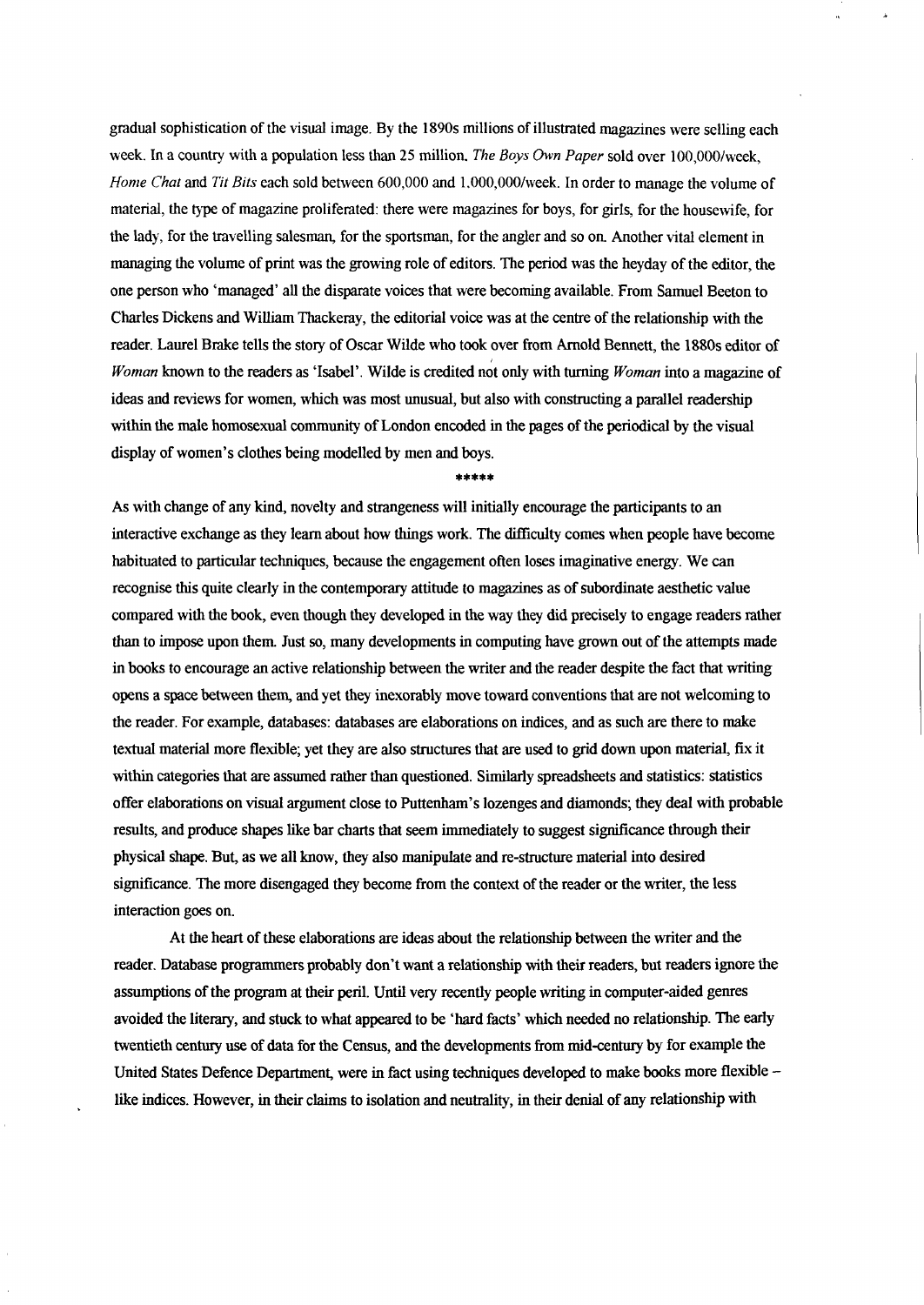gradual sophistication of the visual image. By the 1890s millions of illustrated magazines were selling each week. In a country with a population less than 25 million, *The Boys Own Paper* sold over 100,000/week, *Home Chat* and *Tit Bits* each sold between 600,000 and 1,000,000/week. In order to manage the volume of material, the type of magazine proliferated: there were magazines for boys, for girls, for the housewife, for the lady, for the travelling salesman, for the sportsman, for the angler and so on. Another vital element in managing the volume of print was the growing role of editors. The period was the heyday of the editor, the one person who 'managed' all the disparate voices that were becoming available. From Samuel Beeton to Charles Dickens and William Thackeray, the editorial voice was at the centre of the relationship with the reader. Laurel Brake tells the story of Oscar Wilde who took over from Arnold Bennett, the 1880s editor of *Woman* known to the readers as 'Isabel'. Wilde is credited not only with turning *Woman* into a magazine of ideas and reviews for women, which was most unusual, but also with constructing a parallel readership within the male homosexual community of London encoded in the pages of the periodical by the visual display of women's clothes being modelled by men and boys.

*****

As with change of any kind, novelty and strangeness will initially encourage the participants to an interactive exchange as they learn about how things work. The difficulty comes when people have become habituated to particular techniques, because the engagement often loses imaginative energy. We can recognise this quite clearly in the contemporary attitude to magazines as of subordinate aesthetic value compared with the book, even though they developed in the way they did precisely to engage readers rather than to impose upon them. Just so, many developments in computing have grown out of the attempts made in books to encourage an active relationship between the writer and the reader despite the fact that writing opens a space between them, and yet they inexorably move toward conventions that are not welcoming to the reader. For example, databases: databases are elaborations on indices, and as such are there to make textual material more flexible; yet they are also structures that are used to grid down upon material, fix it within categories that are assumed rather than questioned. Similarly spreadsheets and statistics: statistics offer elaborations on visual argument close to Puttenham's lozenges and diamonds; they deal with probable results, and produce shapes like bar charts that seem immediately to suggest significance through their physical shape. But, as we all know, they also manipulate and re-structure material into desired significance. The more disengaged they become from the context of the reader or the writer, the less interaction goes on.

At the heart of these elaborations are ideas about the relationship between the writer and the reader. Database programmers probably don't want a relationship with their readers, but readers ignore the assumptions of the program at their peril. Until very recently people writing in computer-aided genres avoided the literary, and stuck to what appeared to be 'hard facts' which needed no relationship. The early twentieth century use of data for the Census, and the developments from mid-century by for example the United States Defence Department, were in fact using techniques developed to make books more flexible – like indices. However, in their claims to isolation and neutrality, in their denial of any relationship with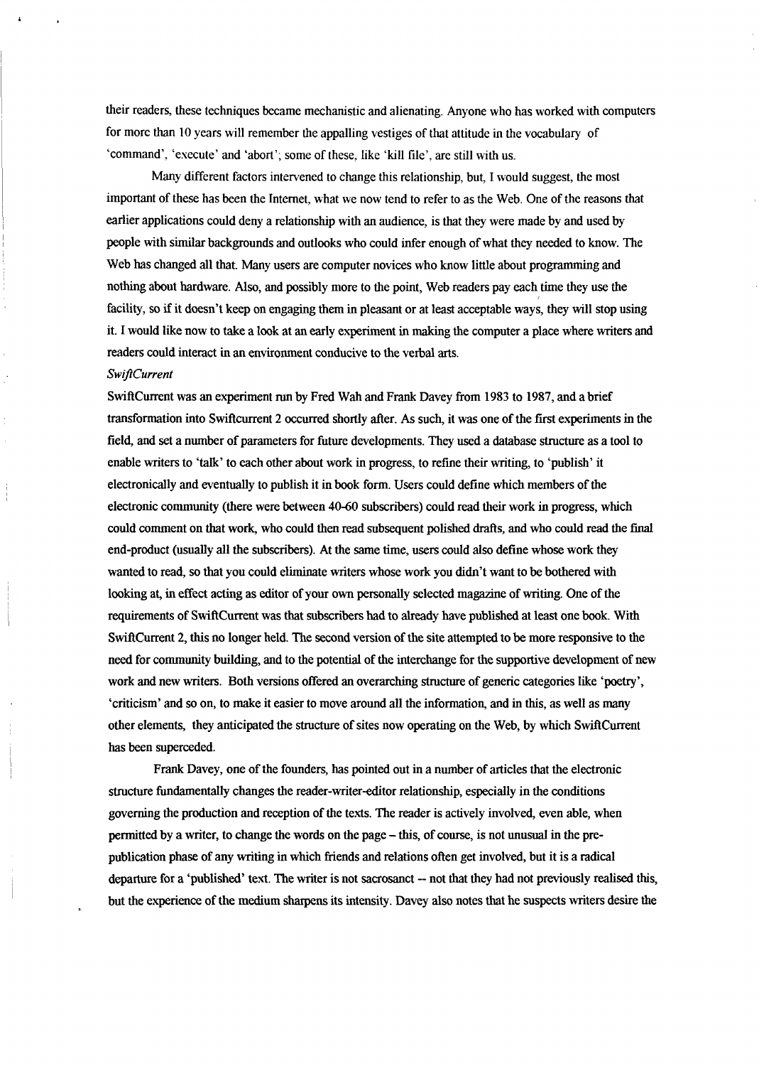their readers, these techniques became mechanistic and alienating. Anyone who has worked with computers for more than 10 years will remember the appalling vestiges of that attitude in the vocabulary of 'command', 'execute' and 'abort'; some of these, like 'kill file', are still with us.

Many different factors intervened to change this relationship, but, I would suggest, the most important of these has been the Internet, what we now tend to refer to as the Web. One of the reasons that earlier applications could deny a relationship with an audience, is that they were made by and used by people with similar backgrounds and outlooks who could infer enough of what they needed to know. The Web has changed all that. Many users are computer novices who know little about programming and nothing about hardware. Also, and possibly more to the point, Web readers pay each time they use the facility, so if it doesn't keep on engaging them in pleasant or at least acceptable ways, they will stop using it. I would like now to take a look at an early experiment in making the computer a place where writers and readers could interact in an environment conducive to the verbal arts.

*SwiftCurrent*

SwiftCurrent was an experiment run by Fred Wah and Frank Davey from 1983 to 1987, and a brief transformation into Swiftcurrent 2 occurred shortly after. As such, it was one of the first experiments in the field, and set a number of parameters for future developments. They used a database structure as a tool to enable writers to 'talk' to each other about work in progress, to refine their writing, to 'publish' it electronically and eventually to publish it in book form. Users could define which members of the electronic community (there were between 40-60 subscribers) could read their work in progress, which could comment on that work, who could then read subsequent polished drafts, and who could read the final end-product (usually all the subscribers). At the same time, users could also define whose work they wanted to read, so that you could eliminate writers whose work you didn't want to be bothered with looking at, in effect acting as editor of your own personally selected magazine of writing. One of the requirements of SwiftCurrent was that subscribers had to already have published at least one book. With SwiftCurrent 2, this no longer held. The second version of the site attempted to be more responsive to the need for community building, and to the potential of the interchange for the supportive development of new work and new writers. Both versions offered an overarching structure of generic categories like 'poetry', 'criticism' and so on, to make it easier to move around all the information, and in this, as well as many other elements, they anticipated the structure of sites now operating on the Web, by which SwiftCurrent has been superceded.

Frank Davey, one of the founders, has pointed out in a number of articles that the electronic structure fundamentally changes the reader-writer-editor relationship, especially in the conditions governing the production and reception of the texts. The reader is actively involved, even able, when permitted by a writer, to change the words on the page – this, of course, is not unusual in the pre-publication phase of any writing in which friends and relations often get involved, but it is a radical departure for a 'published' text. The writer is not sacrosanct -- not that they had not previously realised this, but the experience of the medium sharpens its intensity. Davey also notes that he suspects writers desire the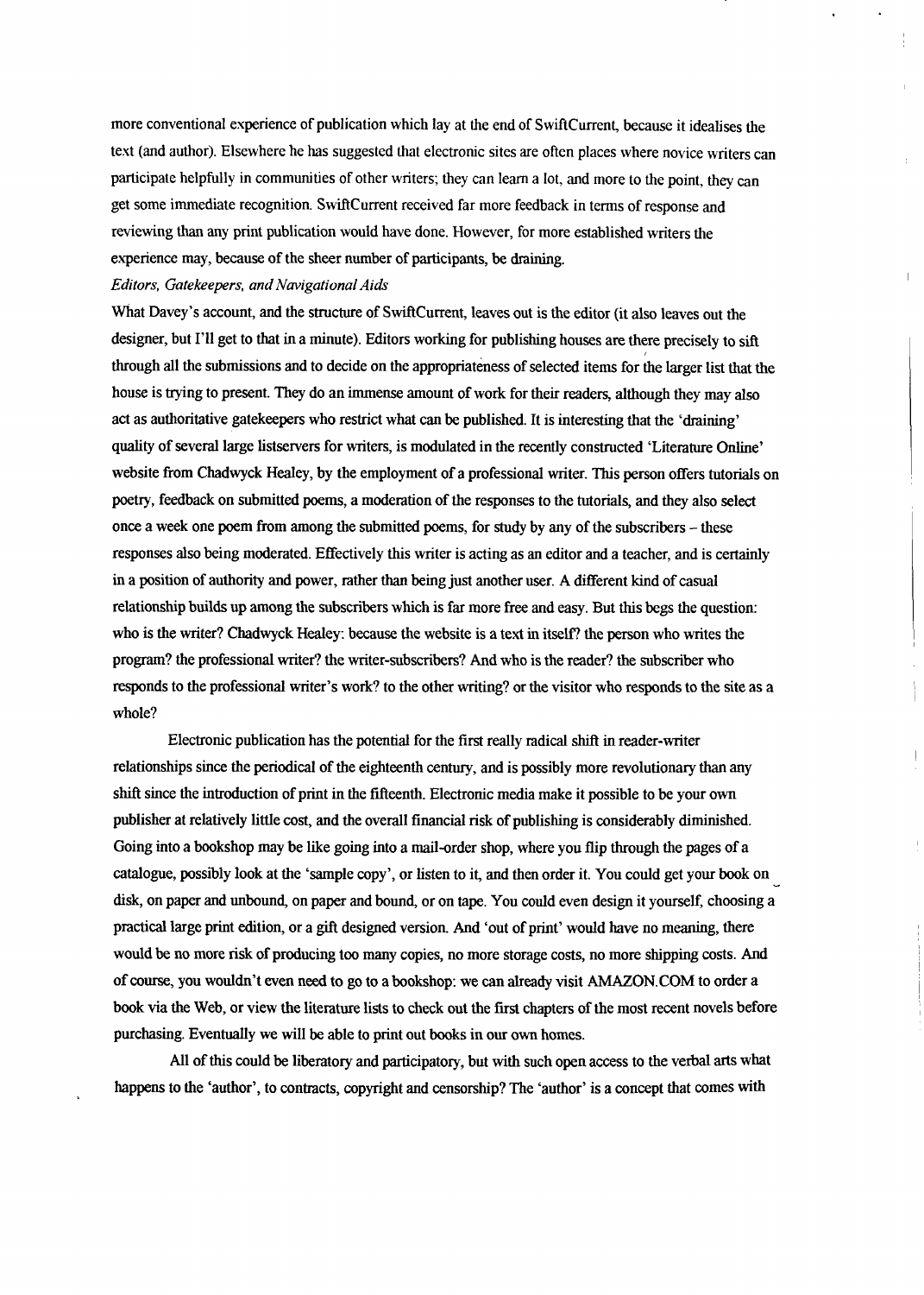more conventional experience of publication which lay at the end of SwiftCurrent, because it idealises the text (and author). Elsewhere he has suggested that electronic sites are often places where novice writers can participate helpfully in communities of other writers; they can learn a lot, and more to the point, they can get some immediate recognition. SwiftCurrent received far more feedback in terms of response and reviewing than any print publication would have done. However, for more established writers the experience may, because of the sheer number of participants, be draining.

*Editors, Gatekeepers, and Navigational Aids*

What Davey's account, and the structure of SwiftCurrent, leaves out is the editor (it also leaves out the designer, but I'll get to that in a minute). Editors working for publishing houses are there precisely to sift through all the submissions and to decide on the appropriateness of selected items for the larger list that the house is trying to present. They do an immense amount of work for their readers, although they may also act as authoritative gatekeepers who restrict what can be published. It is interesting that the 'draining' quality of several large listservers for writers, is modulated in the recently constructed 'Literature Online' website from Chadwyck Healey, by the employment of a professional writer. This person offers tutorials on poetry, feedback on submitted poems, a moderation of the responses to the tutorials, and they also select once a week one poem from among the submitted poems, for study by any of the subscribers – these responses also being moderated. Effectively this writer is acting as an editor and a teacher, and is certainly in a position of authority and power, rather than being just another user. A different kind of casual relationship builds up among the subscribers which is far more free and easy. But this begs the question: who is the writer? Chadwyck Healey: because the website is a text in itself? the person who writes the program? the professional writer? the writer-subscribers? And who is the reader? the subscriber who responds to the professional writer's work? to the other writing? or the visitor who responds to the site as a whole?

Electronic publication has the potential for the first really radical shift in reader-writer relationships since the periodical of the eighteenth century, and is possibly more revolutionary than any shift since the introduction of print in the fifteenth. Electronic media make it possible to be your own publisher at relatively little cost, and the overall financial risk of publishing is considerably diminished. Going into a bookshop may be like going into a mail-order shop, where you flip through the pages of a catalogue, possibly look at the 'sample copy', or listen to it, and then order it. You could get your book on disk, on paper and unbound, on paper and bound, or on tape. You could even design it yourself, choosing a practical large print edition, or a gift designed version. And 'out of print' would have no meaning, there would be no more risk of producing too many copies, no more storage costs, no more shipping costs. And of course, you wouldn't even need to go to a bookshop: we can already visit AMAZON.COM to order a book via the Web, or view the literature lists to check out the first chapters of the most recent novels before purchasing. Eventually we will be able to print out books in our own homes.

All of this could be liberatory and participatory, but with such open access to the verbal arts what happens to the 'author', to contracts, copyright and censorship? The 'author' is a concept that comes with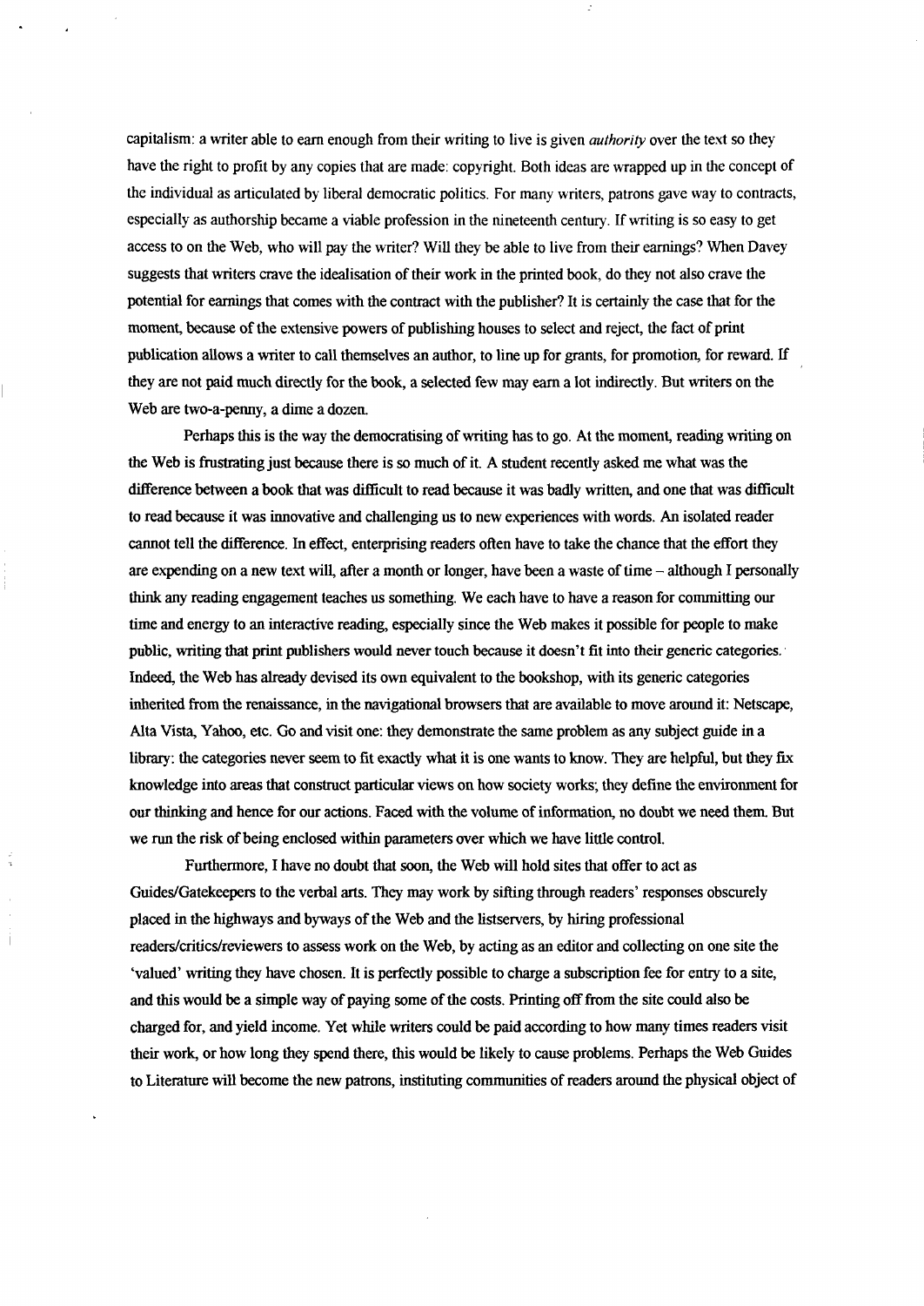capitalism: a writer able to earn enough from their writing to live is given *authority* over the text so they have the right to profit by any copies that are made: copyright. Both ideas are wrapped up in the concept of the individual as articulated by liberal democratic politics. For many writers, patrons gave way to contracts, especially as authorship became a viable profession in the nineteenth century. If writing is so easy to get access to on the Web, who will pay the writer? Will they be able to live from their earnings? When Davey suggests that writers crave the idealisation of their work in the printed book, do they not also crave the potential for earnings that comes with the contract with the publisher? It is certainly the case that for the moment, because of the extensive powers of publishing houses to select and reject, the fact of print publication allows a writer to call themselves an author, to line up for grants, for promotion, for reward. If they are not paid much directly for the book, a selected few may earn a lot indirectly. But writers on the Web are two-a-penny, a dime a dozen.

Perhaps this is the way the democratising of writing has to go. At the moment, reading writing on the Web is frustrating just because there is so much of it. A student recently asked me what was the difference between a book that was difficult to read because it was badly written, and one that was difficult to read because it was innovative and challenging us to new experiences with words. An isolated reader cannot tell the difference. In effect, enterprising readers often have to take the chance that the effort they are expending on a new text will, after a month or longer, have been a waste of time – although I personally think any reading engagement teaches us something. We each have to have a reason for committing our time and energy to an interactive reading, especially since the Web makes it possible for people to make public, writing that print publishers would never touch because it doesn't fit into their generic categories. Indeed, the Web has already devised its own equivalent to the bookshop, with its generic categories inherited from the renaissance, in the navigational browsers that are available to move around it: Netscape, Alta Vista, Yahoo, etc. Go and visit one: they demonstrate the same problem as any subject guide in a library: the categories never seem to fit exactly what it is one wants to know. They are helpful, but they fix knowledge into areas that construct particular views on how society works; they define the environment for our thinking and hence for our actions. Faced with the volume of information, no doubt we need them. But we run the risk of being enclosed within parameters over which we have little control.

Furthermore, I have no doubt that soon, the Web will hold sites that offer to act as Guides/Gatekeepers to the verbal arts. They may work by sifting through readers' responses obscurely placed in the highways and byways of the Web and the listservers, by hiring professional readers/critics/reviewers to assess work on the Web, by acting as an editor and collecting on one site the 'valued' writing they have chosen. It is perfectly possible to charge a subscription fee for entry to a site, and this would be a simple way of paying some of the costs. Printing off from the site could also be charged for, and yield income. Yet while writers could be paid according to how many times readers visit their work, or how long they spend there, this would be likely to cause problems. Perhaps the Web Guides to Literature will become the new patrons, instituting communities of readers around the physical object of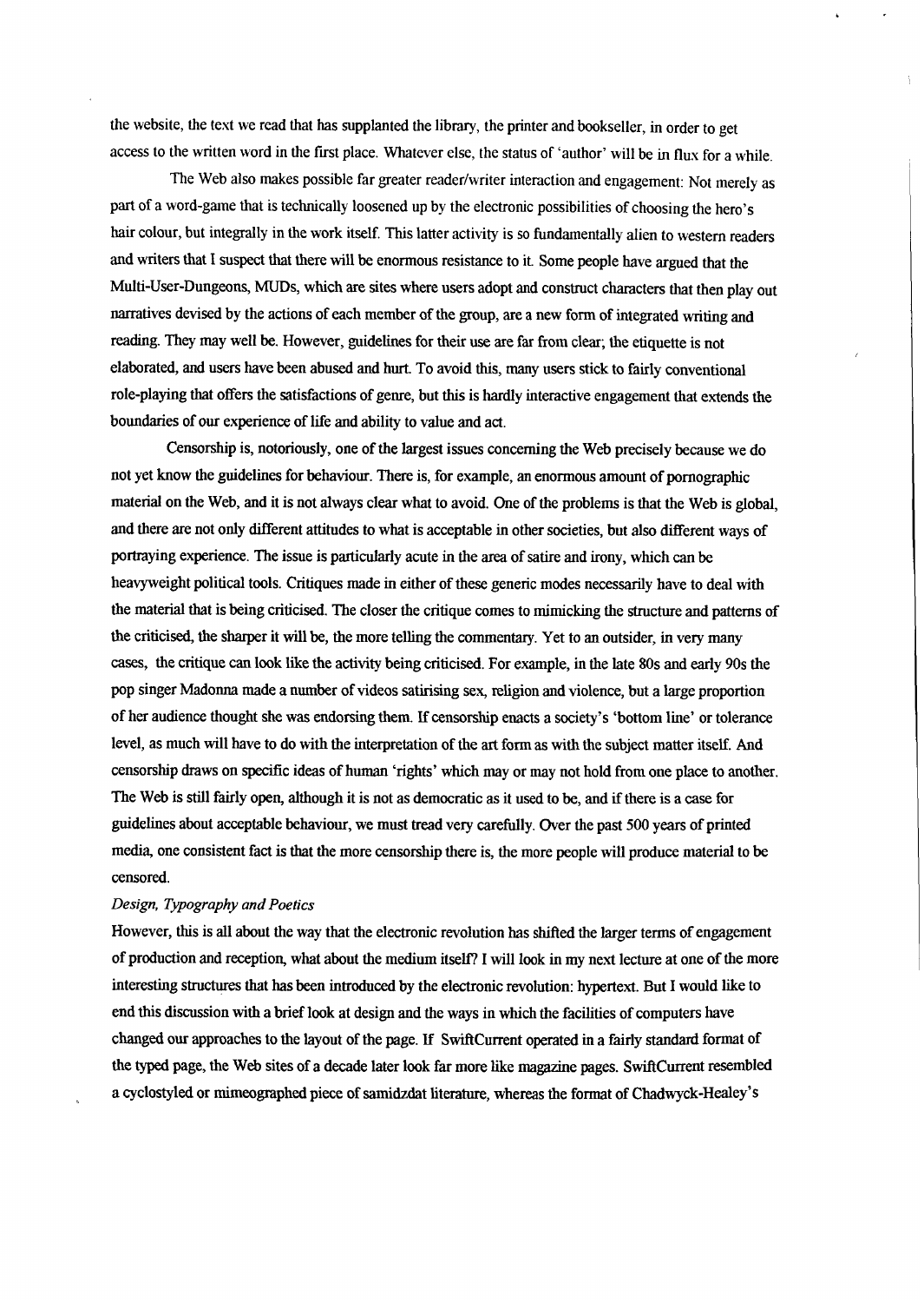the website, the text we read that has supplanted the library, the printer and bookseller, in order to get access to the written word in the first place. Whatever else, the status of 'author' will be in flux for a while.

The Web also makes possible far greater reader/writer interaction and engagement: Not merely as part of a word-game that is technically loosened up by the electronic possibilities of choosing the hero's hair colour, but integrally in the work itself. This latter activity is so fundamentally alien to western readers and writers that I suspect that there will be enormous resistance to it. Some people have argued that the Multi-User-Dungeons, MUDs, which are sites where users adopt and construct characters that then play out narratives devised by the actions of each member of the group, are a new form of integrated writing and reading. They may well be. However, guidelines for their use are far from clear; the etiquette is not elaborated, and users have been abused and hurt. To avoid this, many users stick to fairly conventional role-playing that offers the satisfactions of genre, but this is hardly interactive engagement that extends the boundaries of our experience of life and ability to value and act.

Censorship is, notoriously, one of the largest issues concerning the Web precisely because we do not yet know the guidelines for behaviour. There is, for example, an enormous amount of pornographic material on the Web, and it is not always clear what to avoid. One of the problems is that the Web is global, and there are not only different attitudes to what is acceptable in other societies, but also different ways of portraying experience. The issue is particularly acute in the area of satire and irony, which can be heavyweight political tools. Critiques made in either of these generic modes necessarily have to deal with the material that is being criticised. The closer the critique comes to mimicking the structure and patterns of the criticised, the sharper it will be, the more telling the commentary. Yet to an outsider, in very many cases, the critique can look like the activity being criticised. For example, in the late 80s and early 90s the pop singer Madonna made a number of videos satirising sex, religion and violence, but a large proportion of her audience thought she was endorsing them. If censorship enacts a society's 'bottom line' or tolerance level, as much will have to do with the interpretation of the art form as with the subject matter itself. And censorship draws on specific ideas of human 'rights' which may or may not hold from one place to another. The Web is still fairly open, although it is not as democratic as it used to be, and if there is a case for guidelines about acceptable behaviour, we must tread very carefully. Over the past 500 years of printed media, one consistent fact is that the more censorship there is, the more people will produce material to be censored.

*Design, Typography and Poetics*

However, this is all about the way that the electronic revolution has shifted the larger terms of engagement of production and reception, what about the medium itself? I will look in my next lecture at one of the more interesting structures that has been introduced by the electronic revolution: hypertext. But I would like to end this discussion with a brief look at design and the ways in which the facilities of computers have changed our approaches to the layout of the page. If SwiftCurrent operated in a fairly standard format of the typed page, the Web sites of a decade later look far more like magazine pages. SwiftCurrent resembled a cyclostyled or mimeographed piece of samidzdat literature, whereas the format of Chadwyck-Healey's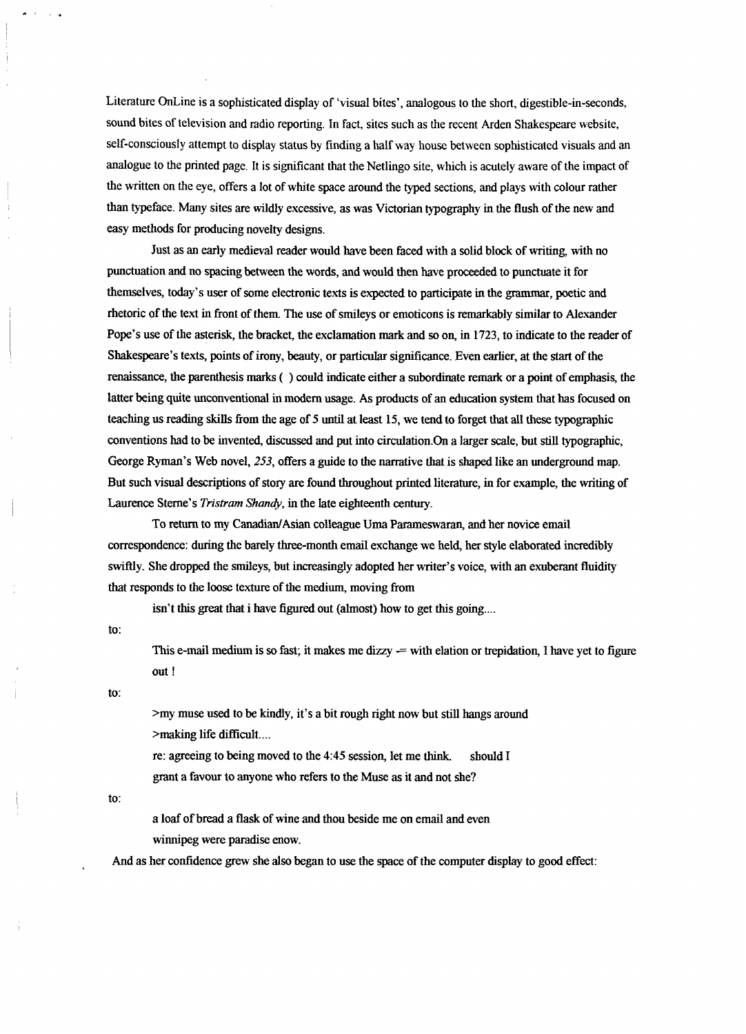Literature OnLine is a sophisticated display of 'visual bites', analogous to the short, digestible-in-seconds, sound bites of television and radio reporting. In fact, sites such as the recent Arden Shakespeare website, self-consciously attempt to display status by finding a half way house between sophisticated visuals and an analogue to the printed page. It is significant that the Netlingo site, which is acutely aware of the impact of the written on the eye, offers a lot of white space around the typed sections, and plays with colour rather than typeface. Many sites are wildly excessive, as was Victorian typography in the flush of the new and easy methods for producing novelty designs.

Just as an early medieval reader would have been faced with a solid block of writing, with no punctuation and no spacing between the words, and would then have proceeded to punctuate it for themselves, today's user of some electronic texts is expected to participate in the grammar, poetic and rhetoric of the text in front of them. The use of smileys or emoticons is remarkably similar to Alexander Pope's use of the asterisk, the bracket, the exclamation mark and so on, in 1723, to indicate to the reader of Shakespeare's texts, points of irony, beauty, or particular significance. Even earlier, at the start of the renaissance, the parenthesis marks ( ) could indicate either a subordinate remark or a point of emphasis, the latter being quite unconventional in modern usage. As products of an education system that has focused on teaching us reading skills from the age of 5 until at least 15, we tend to forget that all these typographic conventions had to be invented, discussed and put into circulation.On a larger scale, but still typographic, George Ryman's Web novel, *253*, offers a guide to the narrative that is shaped like an underground map. But such visual descriptions of story are found throughout printed literature, in for example, the writing of Laurence Sterne's *Tristram Shandy*, in the late eighteenth century.

To return to my Canadian/Asian colleague Uma Parameswaran, and her novice email correspondence: during the barely three-month email exchange we held, her style elaborated incredibly swiftly. She dropped the smileys, but increasingly adopted her writer's voice, with an exuberant fluidity that responds to the loose texture of the medium, moving from

> isn't this great that i have figured out (almost) how to get this going....

to:

> This e-mail medium is so fast; it makes me dizzy -= with elation or trepidation, I have yet to figure out !

to:

> >my muse used to be kindly, it's a bit rough right now but still hangs around
> >making life difficult....
>
> re: agreeing to being moved to the 4:45 session, let me think. should I grant a favour to anyone who refers to the Muse as it and not she?

to:

> a loaf of bread a flask of wine and thou beside me on email and even
> winnipeg were paradise enow.

And as her confidence grew she also began to use the space of the computer display to good effect: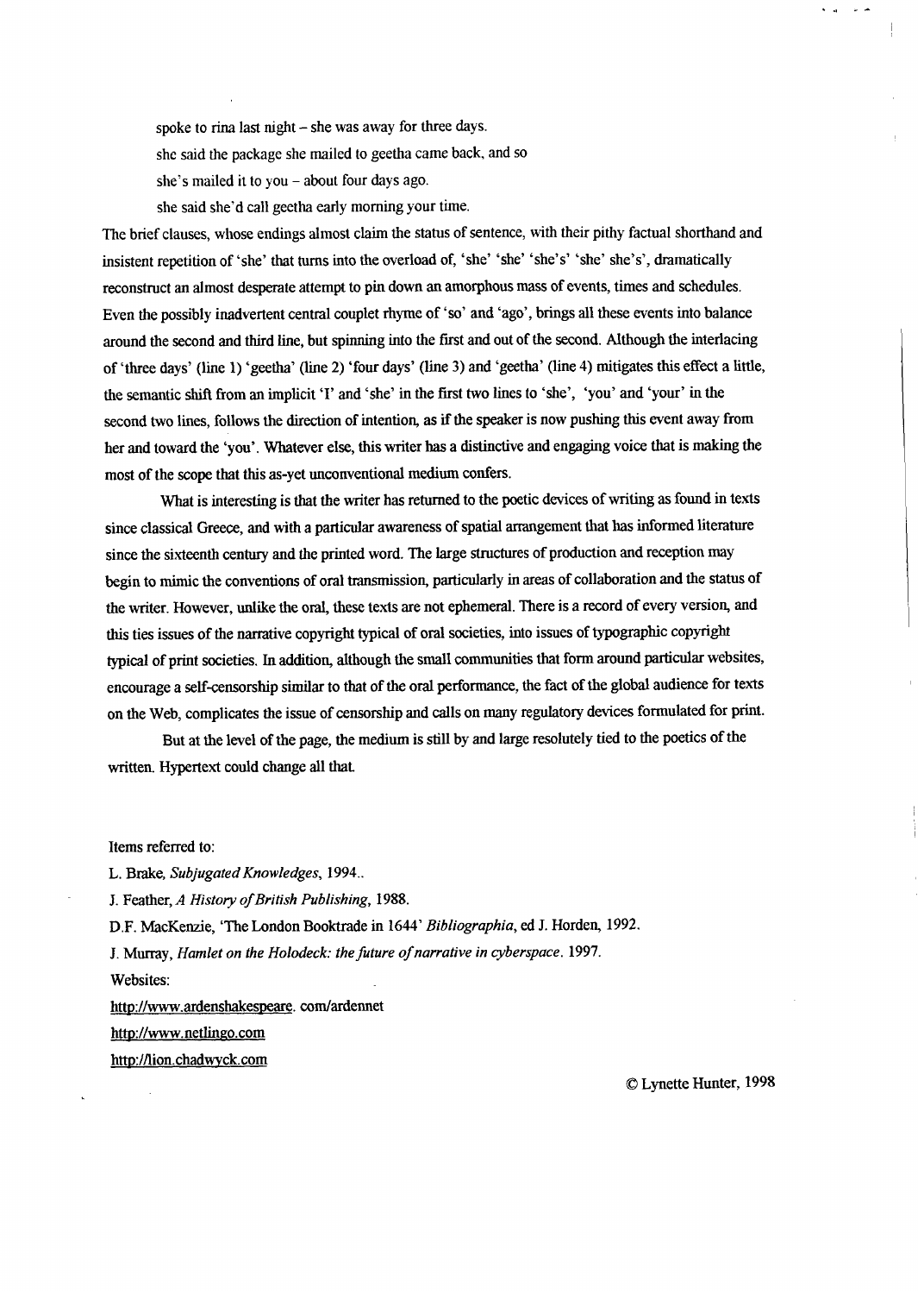spoke to rina last night – she was away for three days.
she said the package she mailed to geetha came back, and so
she's mailed it to you – about four days ago.
she said she'd call geetha early morning your time.

The brief clauses, whose endings almost claim the status of sentence, with their pithy factual shorthand and insistent repetition of 'she' that turns into the overload of, 'she' 'she' 'she's' 'she' she's', dramatically reconstruct an almost desperate attempt to pin down an amorphous mass of events, times and schedules. Even the possibly inadvertent central couplet rhyme of 'so' and 'ago', brings all these events into balance around the second and third line, but spinning into the first and out of the second. Although the interlacing of 'three days' (line 1) 'geetha' (line 2) 'four days' (line 3) and 'geetha' (line 4) mitigates this effect a little, the semantic shift from an implicit 'I' and 'she' in the first two lines to 'she', 'you' and 'your' in the second two lines, follows the direction of intention, as if the speaker is now pushing this event away from her and toward the 'you'. Whatever else, this writer has a distinctive and engaging voice that is making the most of the scope that this as-yet unconventional medium confers.

What is interesting is that the writer has returned to the poetic devices of writing as found in texts since classical Greece, and with a particular awareness of spatial arrangement that has informed literature since the sixteenth century and the printed word. The large structures of production and reception may begin to mimic the conventions of oral transmission, particularly in areas of collaboration and the status of the writer. However, unlike the oral, these texts are not ephemeral. There is a record of every version, and this ties issues of the narrative copyright typical of oral societies, into issues of typographic copyright typical of print societies. In addition, although the small communities that form around particular websites, encourage a self-censorship similar to that of the oral performance, the fact of the global audience for texts on the Web, complicates the issue of censorship and calls on many regulatory devices formulated for print.

But at the level of the page, the medium is still by and large resolutely tied to the poetics of the written. Hypertext could change all that.

Items referred to:

L. Brake, *Subjugated Knowledges*, 1994..

J. Feather, *A History of British Publishing*, 1988.

D.F. MacKenzie, 'The London Booktrade in 1644' *Bibliographia*, ed J. Horden, 1992.

J. Murray, *Hamlet on the Holodeck: the future of narrative in cyberspace*. 1997.

Websites:

http://www.ardenshakespeare. com/ardennet

http://www.netlingo.com

http://lion.chadwyck.com

© Lynette Hunter, 1998